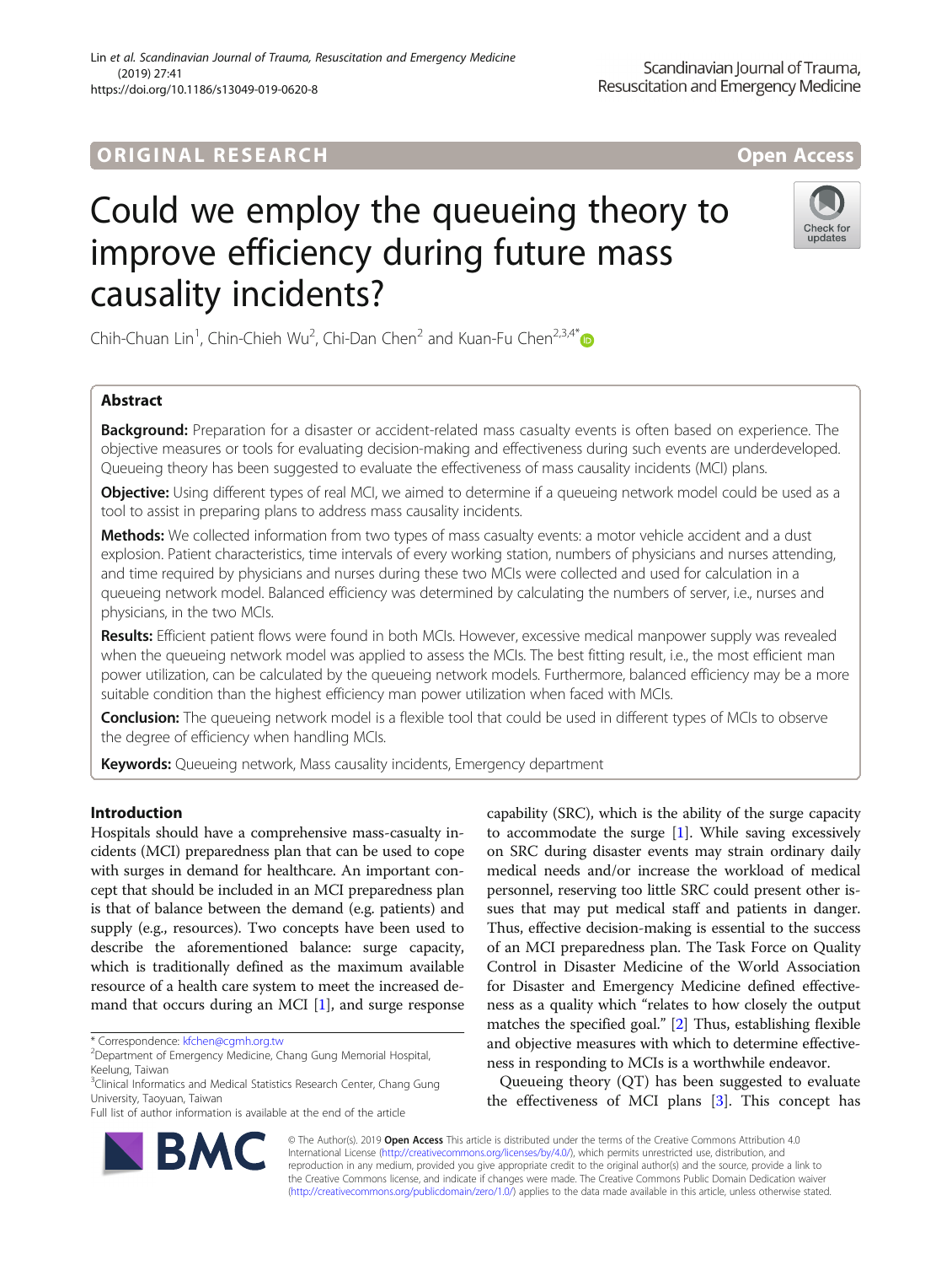ORIGINAL RESEARCH

Open Access

# Could we employ the queueing theory to improve efficiency during future mass causality incidents?

Chih-Chuan Lin[1], Chin-Chieh Wu[2], Chi-Dan Chen[2] and Kuan-Fu Chen[2,3,4*]

## Abstract

**Background:** Preparation for a disaster or accident-related mass casualty events is often based on experience. The objective measures or tools for evaluating decision-making and effectiveness during such events are underdeveloped. Queueing theory has been suggested to evaluate the effectiveness of mass causality incidents (MCI) plans.

**Objective:** Using different types of real MCI, we aimed to determine if a queueing network model could be used as a tool to assist in preparing plans to address mass causality incidents.

**Methods:** We collected information from two types of mass casualty events: a motor vehicle accident and a dust explosion. Patient characteristics, time intervals of every working station, numbers of physicians and nurses attending, and time required by physicians and nurses during these two MCIs were collected and used for calculation in a queueing network model. Balanced efficiency was determined by calculating the numbers of server, i.e., nurses and physicians, in the two MCIs.

**Results:** Efficient patient flows were found in both MCIs. However, excessive medical manpower supply was revealed when the queueing network model was applied to assess the MCIs. The best fitting result, i.e., the most efficient man power utilization, can be calculated by the queueing network models. Furthermore, balanced efficiency may be a more suitable condition than the highest efficiency man power utilization when faced with MCIs.

**Conclusion:** The queueing network model is a flexible tool that could be used in different types of MCIs to observe the degree of efficiency when handling MCIs.

**Keywords:** Queueing network, Mass causality incidents, Emergency department

## Introduction

Hospitals should have a comprehensive mass-casualty incidents (MCI) preparedness plan that can be used to cope with surges in demand for healthcare. An important concept that should be included in an MCI preparedness plan is that of balance between the demand (e.g. patients) and supply (e.g., resources). Two concepts have been used to describe the aforementioned balance: surge capacity, which is traditionally defined as the maximum available resource of a health care system to meet the increased demand that occurs during an MCI [1], and surge response capability (SRC), which is the ability of the surge capacity to accommodate the surge [1]. While saving excessively on SRC during disaster events may strain ordinary daily medical needs and/or increase the workload of medical personnel, reserving too little SRC could present other issues that may put medical staff and patients in danger. Thus, effective decision-making is essential to the success of an MCI preparedness plan. The Task Force on Quality Control in Disaster Medicine of the World Association for Disaster and Emergency Medicine defined effectiveness as a quality which "relates to how closely the output matches the specified goal." [2] Thus, establishing flexible and objective measures with which to determine effectiveness in responding to MCIs is a worthwhile endeavor.

Queueing theory (QT) has been suggested to evaluate the effectiveness of MCI plans [3]. This concept has

\* Correspondence: kfchen@cgmh.org.tw
[2]Department of Emergency Medicine, Chang Gung Memorial Hospital, Keelung, Taiwan
[3]Clinical Informatics and Medical Statistics Research Center, Chang Gung University, Taoyuan, Taiwan
Full list of author information is available at the end of the article

© The Author(s). 2019 **Open Access** This article is distributed under the terms of the Creative Commons Attribution 4.0 International License (http://creativecommons.org/licenses/by/4.0/), which permits unrestricted use, distribution, and reproduction in any medium, provided you give appropriate credit to the original author(s) and the source, provide a link to the Creative Commons license, and indicate if changes were made. The Creative Commons Public Domain Dedication waiver (http://creativecommons.org/publicdomain/zero/1.0/) applies to the data made available in this article, unless otherwise stated.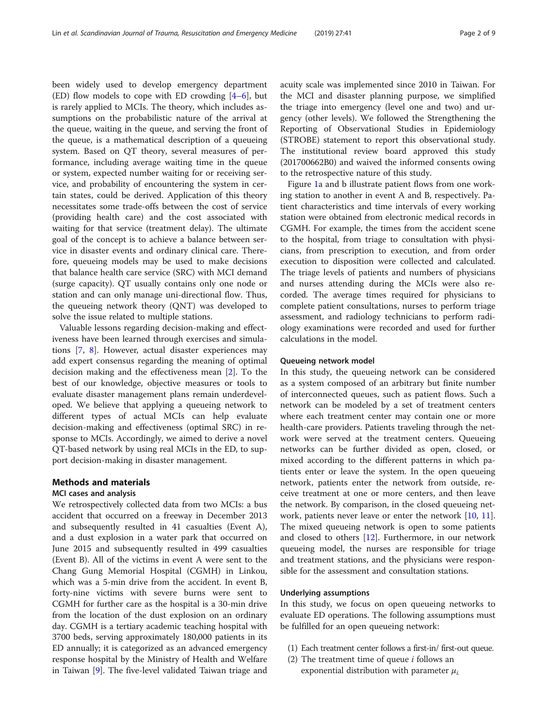been widely used to develop emergency department (ED) flow models to cope with ED crowding [4–6], but is rarely applied to MCIs. The theory, which includes assumptions on the probabilistic nature of the arrival at the queue, waiting in the queue, and serving the front of the queue, is a mathematical description of a queueing system. Based on QT theory, several measures of performance, including average waiting time in the queue or system, expected number waiting for or receiving service, and probability of encountering the system in certain states, could be derived. Application of this theory necessitates some trade-offs between the cost of service (providing health care) and the cost associated with waiting for that service (treatment delay). The ultimate goal of the concept is to achieve a balance between service in disaster events and ordinary clinical care. Therefore, queueing models may be used to make decisions that balance health care service (SRC) with MCI demand (surge capacity). QT usually contains only one node or station and can only manage uni-directional flow. Thus, the queueing network theory (QNT) was developed to solve the issue related to multiple stations.

Valuable lessons regarding decision-making and effectiveness have been learned through exercises and simulations [7, 8]. However, actual disaster experiences may add expert consensus regarding the meaning of optimal decision making and the effectiveness mean [2]. To the best of our knowledge, objective measures or tools to evaluate disaster management plans remain underdeveloped. We believe that applying a queueing network to different types of actual MCIs can help evaluate decision-making and effectiveness (optimal SRC) in response to MCIs. Accordingly, we aimed to derive a novel QT-based network by using real MCIs in the ED, to support decision-making in disaster management.

## Methods and materials

### MCI cases and analysis

We retrospectively collected data from two MCIs: a bus accident that occurred on a freeway in December 2013 and subsequently resulted in 41 casualties (Event A), and a dust explosion in a water park that occurred on June 2015 and subsequently resulted in 499 casualties (Event B). All of the victims in event A were sent to the Chang Gung Memorial Hospital (CGMH) in Linkou, which was a 5-min drive from the accident. In event B, forty-nine victims with severe burns were sent to CGMH for further care as the hospital is a 30-min drive from the location of the dust explosion on an ordinary day. CGMH is a tertiary academic teaching hospital with 3700 beds, serving approximately 180,000 patients in its ED annually; it is categorized as an advanced emergency response hospital by the Ministry of Health and Welfare in Taiwan [9]. The five-level validated Taiwan triage and acuity scale was implemented since 2010 in Taiwan. For the MCI and disaster planning purpose, we simplified the triage into emergency (level one and two) and urgency (other levels). We followed the Strengthening the Reporting of Observational Studies in Epidemiology (STROBE) statement to report this observational study. The institutional review board approved this study (201700662B0) and waived the informed consents owing to the retrospective nature of this study.

Figure 1a and b illustrate patient flows from one working station to another in event A and B, respectively. Patient characteristics and time intervals of every working station were obtained from electronic medical records in CGMH. For example, the times from the accident scene to the hospital, from triage to consultation with physicians, from prescription to execution, and from order execution to disposition were collected and calculated. The triage levels of patients and numbers of physicians and nurses attending during the MCIs were also recorded. The average times required for physicians to complete patient consultations, nurses to perform triage assessment, and radiology technicians to perform radiology examinations were recorded and used for further calculations in the model.

### Queueing network model

In this study, the queueing network can be considered as a system composed of an arbitrary but finite number of interconnected queues, such as patient flows. Such a network can be modeled by a set of treatment centers where each treatment center may contain one or more health-care providers. Patients traveling through the network were served at the treatment centers. Queueing networks can be further divided as open, closed, or mixed according to the different patterns in which patients enter or leave the system. In the open queueing network, patients enter the network from outside, receive treatment at one or more centers, and then leave the network. By comparison, in the closed queueing network, patients never leave or enter the network [10, 11]. The mixed queueing network is open to some patients and closed to others [12]. Furthermore, in our network queueing model, the nurses are responsible for triage and treatment stations, and the physicians were responsible for the assessment and consultation stations.

### Underlying assumptions

In this study, we focus on open queueing networks to evaluate ED operations. The following assumptions must be fulfilled for an open queueing network:

(1) Each treatment center follows a first-in/ first-out queue.
(2) The treatment time of queue $i$ follows an exponential distribution with parameter $\mu_i$.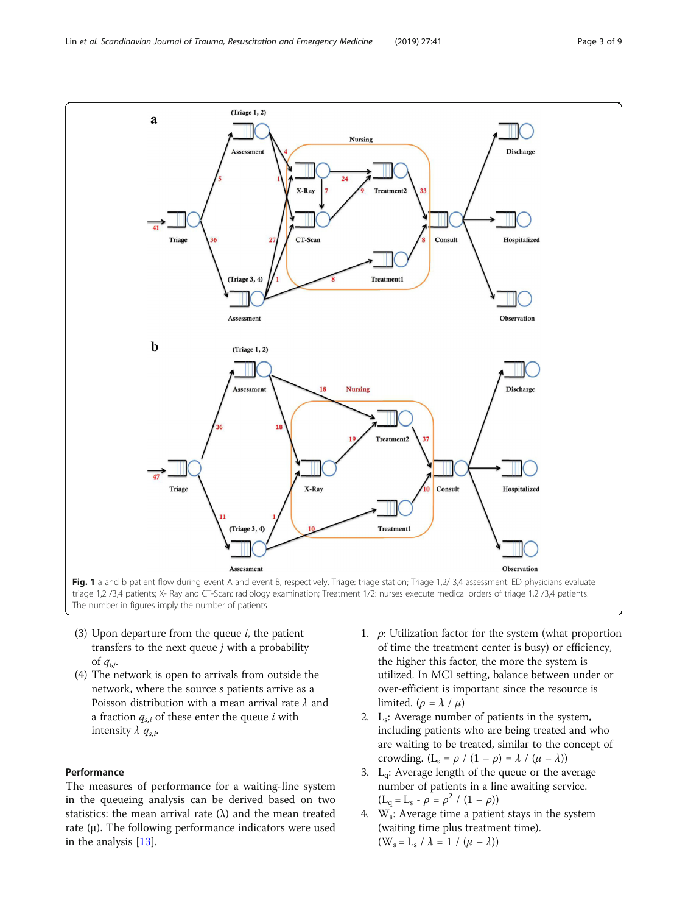Fig. 1 a and b patient flow during event A and event B, respectively. Triage: triage station; Triage 1,2/ 3,4 assessment: ED physicians evaluate triage 1,2 /3,4 patients; X- Ray and CT-Scan: radiology examination; Treatment 1/2: nurses execute medical orders of triage 1,2 /3,4 patients. The number in figures imply the number of patients

(3) Upon departure from the queue $i$, the patient transfers to the next queue $j$ with a probability of $q_{i,j}$.

(4) The network is open to arrivals from outside the network, where the source $s$ patients arrive as a Poisson distribution with a mean arrival rate $\lambda$ and a fraction $q_{s,i}$ of these enter the queue $i$ with intensity $\lambda\ q_{s,i}$.

### Performance

The measures of performance for a waiting-line system in the queueing analysis can be derived based on two statistics: the mean arrival rate (λ) and the mean treated rate (μ). The following performance indicators were used in the analysis [13].

1. $\rho$: Utilization factor for the system (what proportion of time the treatment center is busy) or efficiency, the higher this factor, the more the system is utilized. In MCI setting, balance between under or over-efficient is important since the resource is limited. ($\rho = \lambda / \mu$)
2. $L_s$: Average number of patients in the system, including patients who are being treated and who are waiting to be treated, similar to the concept of crowding. ($L_s = \rho / (1 - \rho) = \lambda / (\mu - \lambda)$)
3. $L_q$: Average length of the queue or the average number of patients in a line awaiting service. ($L_q = L_s - \rho = \rho^2 / (1 - \rho)$)
4. $W_s$: Average time a patient stays in the system (waiting time plus treatment time). ($W_s = L_s / \lambda = 1 / (\mu - \lambda)$)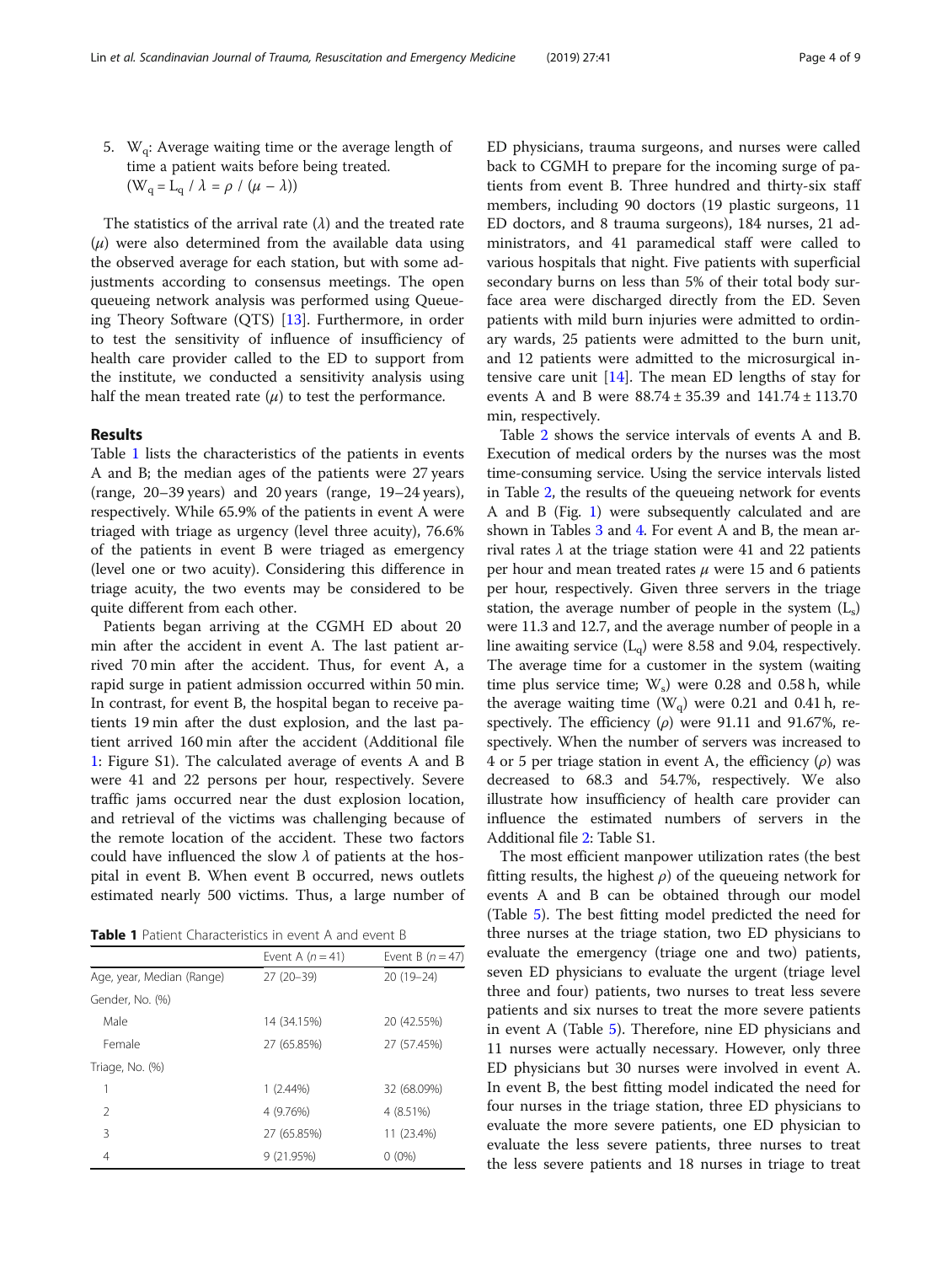5. $W_q$: Average waiting time or the average length of time a patient waits before being treated. ($W_q = L_q / \lambda = \rho / (\mu - \lambda)$)

The statistics of the arrival rate ($\lambda$) and the treated rate ($\mu$) were also determined from the available data using the observed average for each station, but with some adjustments according to consensus meetings. The open queueing network analysis was performed using Queueing Theory Software (QTS) [13]. Furthermore, in order to test the sensitivity of influence of insufficiency of health care provider called to the ED to support from the institute, we conducted a sensitivity analysis using half the mean treated rate ($\mu$) to test the performance.

## Results

Table 1 lists the characteristics of the patients in events A and B; the median ages of the patients were 27 years (range, 20–39 years) and 20 years (range, 19–24 years), respectively. While 65.9% of the patients in event A were triaged with triage as urgency (level three acuity), 76.6% of the patients in event B were triaged as emergency (level one or two acuity). Considering this difference in triage acuity, the two events may be considered to be quite different from each other.

Patients began arriving at the CGMH ED about 20 min after the accident in event A. The last patient arrived 70 min after the accident. Thus, for event A, a rapid surge in patient admission occurred within 50 min. In contrast, for event B, the hospital began to receive patients 19 min after the dust explosion, and the last patient arrived 160 min after the accident (Additional file 1: Figure S1). The calculated average of events A and B were 41 and 22 persons per hour, respectively. Severe traffic jams occurred near the dust explosion location, and retrieval of the victims was challenging because of the remote location of the accident. These two factors could have influenced the slow $\lambda$ of patients at the hospital in event B. When event B occurred, news outlets estimated nearly 500 victims. Thus, a large number of ED physicians, trauma surgeons, and nurses were called back to CGMH to prepare for the incoming surge of patients from event B. Three hundred and thirty-six staff members, including 90 doctors (19 plastic surgeons, 11 ED doctors, and 8 trauma surgeons), 184 nurses, 21 administrators, and 41 paramedical staff were called to various hospitals that night. Five patients with superficial secondary burns on less than 5% of their total body surface area were discharged directly from the ED. Seven patients with mild burn injuries were admitted to ordinary wards, 25 patients were admitted to the burn unit, and 12 patients were admitted to the microsurgical intensive care unit [14]. The mean ED lengths of stay for events A and B were 88.74 ± 35.39 and 141.74 ± 113.70 min, respectively.

**Table 1** Patient Characteristics in event A and event B

| | Event A ($n = 41$) | Event B ($n = 47$) |
|---|---|---|
| Age, year, Median (Range) | 27 (20–39) | 20 (19–24) |
| Gender, No. (%) | | |
| Male | 14 (34.15%) | 20 (42.55%) |
| Female | 27 (65.85%) | 27 (57.45%) |
| Triage, No. (%) | | |
| 1 | 1 (2.44%) | 32 (68.09%) |
| 2 | 4 (9.76%) | 4 (8.51%) |
| 3 | 27 (65.85%) | 11 (23.4%) |
| 4 | 9 (21.95%) | 0 (0%) |

Table 2 shows the service intervals of events A and B. Execution of medical orders by the nurses was the most time-consuming service. Using the service intervals listed in Table 2, the results of the queueing network for events A and B (Fig. 1) were subsequently calculated and are shown in Tables 3 and 4. For event A and B, the mean arrival rates $\lambda$ at the triage station were 41 and 22 patients per hour and mean treated rates $\mu$ were 15 and 6 patients per hour, respectively. Given three servers in the triage station, the average number of people in the system ($L_s$) were 11.3 and 12.7, and the average number of people in a line awaiting service ($L_q$) were 8.58 and 9.04, respectively. The average time for a customer in the system (waiting time plus service time; $W_s$) were 0.28 and 0.58 h, while the average waiting time ($W_q$) were 0.21 and 0.41 h, respectively. The efficiency ($\rho$) were 91.11 and 91.67%, respectively. When the number of servers was increased to 4 or 5 per triage station in event A, the efficiency ($\rho$) was decreased to 68.3 and 54.7%, respectively. We also illustrate how insufficiency of health care provider can influence the estimated numbers of servers in the Additional file 2: Table S1.

The most efficient manpower utilization rates (the best fitting results, the highest $\rho$) of the queueing network for events A and B can be obtained through our model (Table 5). The best fitting model predicted the need for three nurses at the triage station, two ED physicians to evaluate the emergency (triage one and two) patients, seven ED physicians to evaluate the urgent (triage level three and four) patients, two nurses to treat less severe patients and six nurses to treat the more severe patients in event A (Table 5). Therefore, nine ED physicians and 11 nurses were actually necessary. However, only three ED physicians but 30 nurses were involved in event A. In event B, the best fitting model indicated the need for four nurses in the triage station, three ED physicians to evaluate the more severe patients, one ED physician to evaluate the less severe patients, three nurses to treat the less severe patients and 18 nurses in triage to treat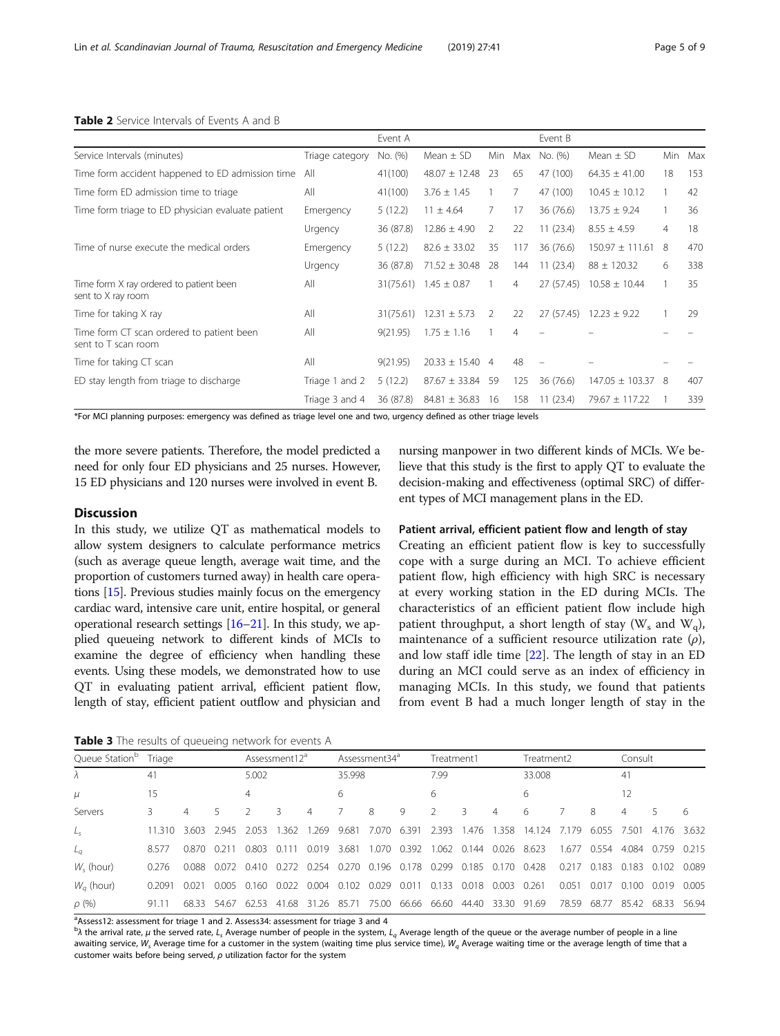**Table 2** Service Intervals of Events A and B

| | | Event A | | | | Event B | | | |
|---|---|---|---|---|---|---|---|---|---|
| Service Intervals (minutes) | Triage category | No. (%) | Mean ± SD | Min | Max | No. (%) | Mean ± SD | Min | Max |
| Time form accident happened to ED admission time | All | 41(100) | 48.07 ± 12.48 | 23 | 65 | 47 (100) | 64.35 ± 41.00 | 18 | 153 |
| Time form ED admission time to triage | All | 41(100) | 3.76 ± 1.45 | 1 | 7 | 47 (100) | 10.45 ± 10.12 | 1 | 42 |
| Time form triage to ED physician evaluate patient | Emergency | 5 (12.2) | 11 ± 4.64 | 7 | 17 | 36 (76.6) | 13.75 ± 9.24 | 1 | 36 |
| | Urgency | 36 (87.8) | 12.86 ± 4.90 | 2 | 22 | 11 (23.4) | 8.55 ± 4.59 | 4 | 18 |
| Time of nurse execute the medical orders | Emergency | 5 (12.2) | 82.6 ± 33.02 | 35 | 117 | 36 (76.6) | 150.97 ± 111.61 | 8 | 470 |
| | Urgency | 36 (87.8) | 71.52 ± 30.48 | 28 | 144 | 11 (23.4) | 88 ± 120.32 | 6 | 338 |
| Time form X ray ordered to patient been sent to X ray room | All | 31(75.61) | 1.45 ± 0.87 | 1 | 4 | 27 (57.45) | 10.58 ± 10.44 | 1 | 35 |
| Time for taking X ray | All | 31(75.61) | 12.31 ± 5.73 | 2 | 22 | 27 (57.45) | 12.23 ± 9.22 | 1 | 29 |
| Time form CT scan ordered to patient been sent to T scan room | All | 9(21.95) | 1.75 ± 1.16 | 1 | 4 | – | – | – | – |
| Time for taking CT scan | All | 9(21.95) | 20.33 ± 15.40 | 4 | 48 | – | – | – | – |
| ED stay length from triage to discharge | Triage 1 and 2 | 5 (12.2) | 87.67 ± 33.84 | 59 | 125 | 36 (76.6) | 147.05 ± 103.37 | 8 | 407 |
| | Triage 3 and 4 | 36 (87.8) | 84.81 ± 36.83 | 16 | 158 | 11 (23.4) | 79.67 ± 117.22 | 1 | 339 |

*For MCI planning purposes: emergency was defined as triage level one and two, urgency defined as other triage levels

the more severe patients. Therefore, the model predicted a need for only four ED physicians and 25 nurses. However, 15 ED physicians and 120 nurses were involved in event B.

## Discussion

In this study, we utilize QT as mathematical models to allow system designers to calculate performance metrics (such as average queue length, average wait time, and the proportion of customers turned away) in health care operations [15]. Previous studies mainly focus on the emergency cardiac ward, intensive care unit, entire hospital, or general operational research settings [16–21]. In this study, we applied queueing network to different kinds of MCIs to examine the degree of efficiency when handling these events. Using these models, we demonstrated how to use QT in evaluating patient arrival, efficient patient flow, length of stay, efficient patient outflow and physician and nursing manpower in two different kinds of MCIs. We believe that this study is the first to apply QT to evaluate the decision-making and effectiveness (optimal SRC) of different types of MCI management plans in the ED.

### Patient arrival, efficient patient flow and length of stay

Creating an efficient patient flow is key to successfully cope with a surge during an MCI. To achieve efficient patient flow, high efficiency with high SRC is necessary at every working station in the ED during MCIs. The characteristics of an efficient patient flow include high patient throughput, a short length of stay ($W_s$ and $W_q$), maintenance of a sufficient resource utilization rate ($\rho$), and low staff idle time [22]. The length of stay in an ED during an MCI could serve as an index of efficiency in managing MCIs. In this study, we found that patients from event B had a much longer length of stay in the

**Table 3** The results of queueing network for events A

| Queue Station[b] | Triage | | | Assessment12[a] | | | Assessment34[a] | | | Treatment1 | | | Treatment2 | | | Consult | | |
|---|---|---|---|---|---|---|---|---|---|---|---|---|---|---|---|---|---|---|
| $\lambda$ | 41 | | | 5.002 | | | 35.998 | | | 7.99 | | | 33.008 | | | 41 | | |
| $\mu$ | 15 | | | 4 | | | 6 | | | 6 | | | 6 | | | 12 | | |
| Servers | 3 | 4 | 5 | 2 | 3 | 4 | 7 | 8 | 9 | 2 | 3 | 4 | 6 | 7 | 8 | 4 | 5 | 6 |
| $L_s$ | 11.310 | 3.603 | 2.945 | 2.053 | 1.362 | 1.269 | 9.681 | 7.070 | 6.391 | 2.393 | 1.476 | 1.358 | 14.124 | 7.179 | 6.055 | 7.501 | 4.176 | 3.632 |
| $L_q$ | 8.577 | 0.870 | 0.211 | 0.803 | 0.111 | 0.019 | 3.681 | 1.070 | 0.392 | 1.062 | 0.144 | 0.026 | 8.623 | 1.677 | 0.554 | 4.084 | 0.759 | 0.215 |
| $W_s$ (hour) | 0.276 | 0.088 | 0.072 | 0.410 | 0.272 | 0.254 | 0.270 | 0.196 | 0.178 | 0.299 | 0.185 | 0.170 | 0.428 | 0.217 | 0.183 | 0.183 | 0.102 | 0.089 |
| $W_q$ (hour) | 0.2091 | 0.021 | 0.005 | 0.160 | 0.022 | 0.004 | 0.102 | 0.029 | 0.011 | 0.133 | 0.018 | 0.003 | 0.261 | 0.051 | 0.017 | 0.100 | 0.019 | 0.005 |
| $\rho$ (%) | 91.11 | 68.33 | 54.67 | 62.53 | 41.68 | 31.26 | 85.71 | 75.00 | 66.66 | 66.60 | 44.40 | 33.30 | 91.69 | 78.59 | 68.77 | 85.42 | 68.33 | 56.94 |

[a]Assess12: assessment for triage 1 and 2. Assess34: assessment for triage 3 and 4

[b]$\lambda$ the arrival rate, $\mu$ the served rate, $L_s$ Average number of people in the system, $L_q$ Average length of the queue or the average number of people in a line awaiting service, $W_s$ Average time for a customer in the system (waiting time plus service time), $W_q$ Average waiting time or the average length of time that a customer waits before being served, $\rho$ utilization factor for the system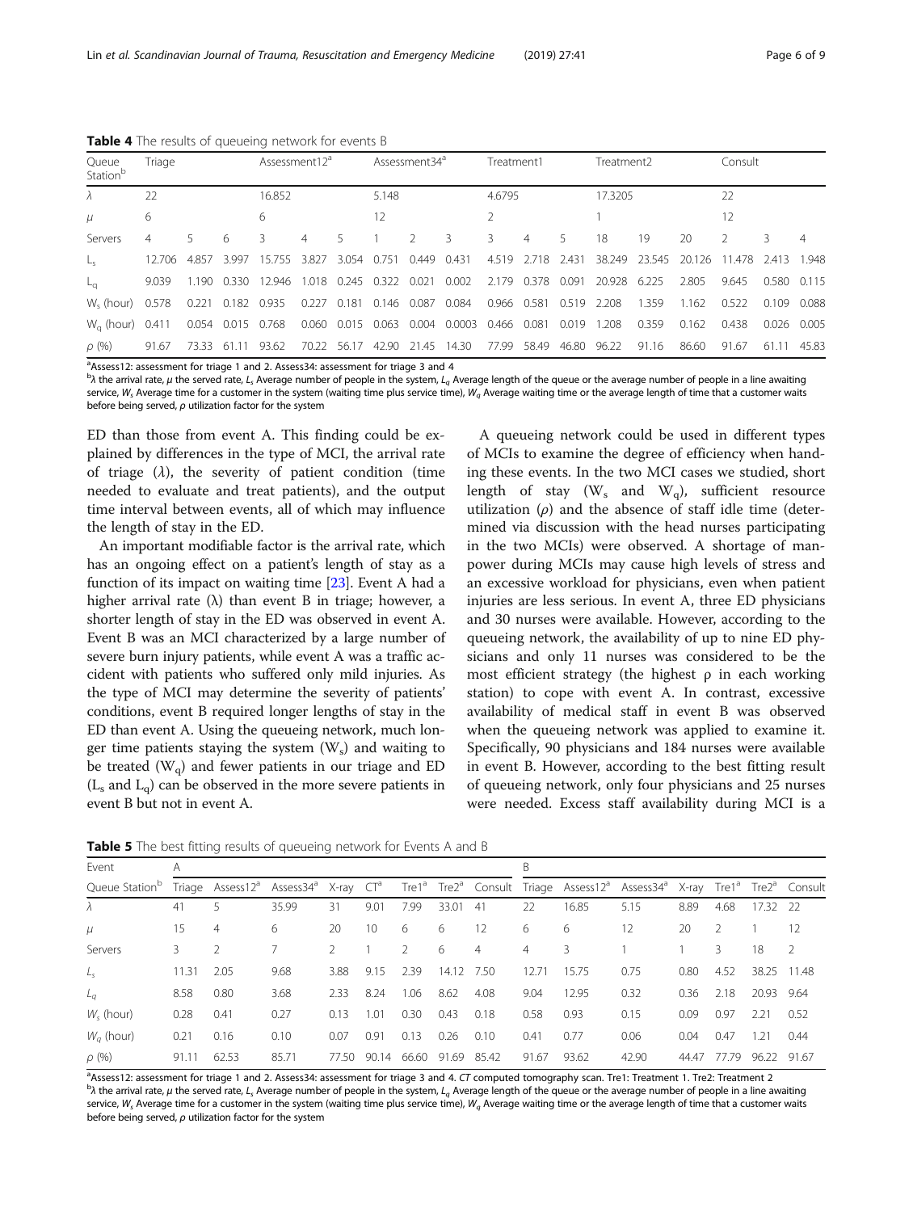**Table 4** The results of queueing network for events B

| Queue Station[b] | Triage | | | Assessment12[a] | | | Assessment34[a] | | | Treatment1 | | | Treatment2 | | | Consult | | |
|---|---|---|---|---|---|---|---|---|---|---|---|---|---|---|---|---|---|---|
| $\lambda$ | 22 | | | 16.852 | | | 5.148 | | | 4.6795 | | | 17.3205 | | | 22 | | |
| $\mu$ | 6 | | | 6 | | | 12 | | | 2 | | | 1 | | | 12 | | |
| Servers | 4 | 5 | 6 | 3 | 4 | 5 | 1 | 2 | 3 | 3 | 4 | 5 | 18 | 19 | 20 | 2 | 3 | 4 |
| $L_s$ | 12.706 | 4.857 | 3.997 | 15.755 | 3.827 | 3.054 | 0.751 | 0.449 | 0.431 | 4.519 | 2.718 | 2.431 | 38.249 | 23.545 | 20.126 | 11.478 | 2.413 | 1.948 |
| $L_q$ | 9.039 | 1.190 | 0.330 | 12.946 | 1.018 | 0.245 | 0.322 | 0.021 | 0.002 | 2.179 | 0.378 | 0.091 | 20.928 | 6.225 | 2.805 | 9.645 | 0.580 | 0.115 |
| $W_s$ (hour) | 0.578 | 0.221 | 0.182 | 0.935 | 0.227 | 0.181 | 0.146 | 0.087 | 0.084 | 0.966 | 0.581 | 0.519 | 2.208 | 1.359 | 1.162 | 0.522 | 0.109 | 0.088 |
| $W_q$ (hour) | 0.411 | 0.054 | 0.015 | 0.768 | 0.060 | 0.015 | 0.063 | 0.004 | 0.0003 | 0.466 | 0.081 | 0.019 | 1.208 | 0.359 | 0.162 | 0.438 | 0.026 | 0.005 |
| $\rho$ (%) | 91.67 | 73.33 | 61.11 | 93.62 | 70.22 | 56.17 | 42.90 | 21.45 | 14.30 | 77.99 | 58.49 | 46.80 | 96.22 | 91.16 | 86.60 | 91.67 | 61.11 | 45.83 |

[a]Assess12: assessment for triage 1 and 2. Assess34: assessment for triage 3 and 4
[b]$\lambda$ the arrival rate, $\mu$ the served rate, $L_s$ Average number of people in the system, $L_q$ Average length of the queue or the average number of people in a line awaiting service, $W_s$ Average time for a customer in the system (waiting time plus service time), $W_q$ Average waiting time or the average length of time that a customer waits before being served, $\rho$ utilization factor for the system

ED than those from event A. This finding could be explained by differences in the type of MCI, the arrival rate of triage ($\lambda$), the severity of patient condition (time needed to evaluate and treat patients), and the output time interval between events, all of which may influence the length of stay in the ED.

An important modifiable factor is the arrival rate, which has an ongoing effect on a patient's length of stay as a function of its impact on waiting time [23]. Event A had a higher arrival rate ($\lambda$) than event B in triage; however, a shorter length of stay in the ED was observed in event A. Event B was an MCI characterized by a large number of severe burn injury patients, while event A was a traffic accident with patients who suffered only mild injuries. As the type of MCI may determine the severity of patients' conditions, event B required longer lengths of stay in the ED than event A. Using the queueing network, much longer time patients staying the system ($W_s$) and waiting to be treated ($W_q$) and fewer patients in our triage and ED ($L_s$ and $L_q$) can be observed in the more severe patients in event B but not in event A.

A queueing network could be used in different types of MCIs to examine the degree of efficiency when handing these events. In the two MCI cases we studied, short length of stay ($W_s$ and $W_q$), sufficient resource utilization ($\rho$) and the absence of staff idle time (determined via discussion with the head nurses participating in the two MCIs) were observed. A shortage of manpower during MCIs may cause high levels of stress and an excessive workload for physicians, even when patient injuries are less serious. In event A, three ED physicians and 30 nurses were available. However, according to the queueing network, the availability of up to nine ED physicians and only 11 nurses was considered to be the most efficient strategy (the highest $\rho$ in each working station) to cope with event A. In contrast, excessive availability of medical staff in event B was observed when the queueing network was applied to examine it. Specifically, 90 physicians and 184 nurses were available in event B. However, according to the best fitting result of queueing network, only four physicians and 25 nurses were needed. Excess staff availability during MCI is a

**Table 5** The best fitting results of queueing network for Events A and B

| Event | A | | | | | | | | B | | | | | | |
|---|---|---|---|---|---|---|---|---|---|---|---|---|---|---|---|
| Queue Station[b] | Triage | Assess12[a] | Assess34[a] | X-ray | CT[a] | Tre1[a] | Tre2[a] | Consult | Triage | Assess12[a] | Assess34[a] | X-ray | Tre1[a] | Tre2[a] | Consult |
| $\lambda$ | 41 | 5 | 35.99 | 31 | 9.01 | 7.99 | 33.01 | 41 | 22 | 16.85 | 5.15 | 8.89 | 4.68 | 17.32 | 22 |
| $\mu$ | 15 | 4 | 6 | 20 | 10 | 6 | 6 | 12 | 6 | 6 | 12 | 20 | 2 | 1 | 12 |
| Servers | 3 | 2 | 7 | 2 | 1 | 2 | 6 | 4 | 4 | 3 | 1 | 1 | 3 | 18 | 2 |
| $L_s$ | 11.31 | 2.05 | 9.68 | 3.88 | 9.15 | 2.39 | 14.12 | 7.50 | 12.71 | 15.75 | 0.75 | 0.80 | 4.52 | 38.25 | 11.48 |
| $L_q$ | 8.58 | 0.80 | 3.68 | 2.33 | 8.24 | 1.06 | 8.62 | 4.08 | 9.04 | 12.95 | 0.32 | 0.36 | 2.18 | 20.93 | 9.64 |
| $W_s$ (hour) | 0.28 | 0.41 | 0.27 | 0.13 | 1.01 | 0.30 | 0.43 | 0.18 | 0.58 | 0.93 | 0.15 | 0.09 | 0.97 | 2.21 | 0.52 |
| $W_q$ (hour) | 0.21 | 0.16 | 0.10 | 0.07 | 0.91 | 0.13 | 0.26 | 0.10 | 0.41 | 0.77 | 0.06 | 0.04 | 0.47 | 1.21 | 0.44 |
| $\rho$ (%) | 91.11 | 62.53 | 85.71 | 77.50 | 90.14 | 66.60 | 91.69 | 85.42 | 91.67 | 93.62 | 42.90 | 44.47 | 77.79 | 96.22 | 91.67 |

[a]Assess12: assessment for triage 1 and 2. Assess34: assessment for triage 3 and 4. CT computed tomography scan. Tre1: Treatment 1. Tre2: Treatment 2
[b]$\lambda$ the arrival rate, $\mu$ the served rate, $L_s$ Average number of people in the system, $L_q$ Average length of the queue or the average number of people in a line awaiting service, $W_s$ Average time for a customer in the system (waiting time plus service time), $W_q$ Average waiting time or the average length of time that a customer waits before being served, $\rho$ utilization factor for the system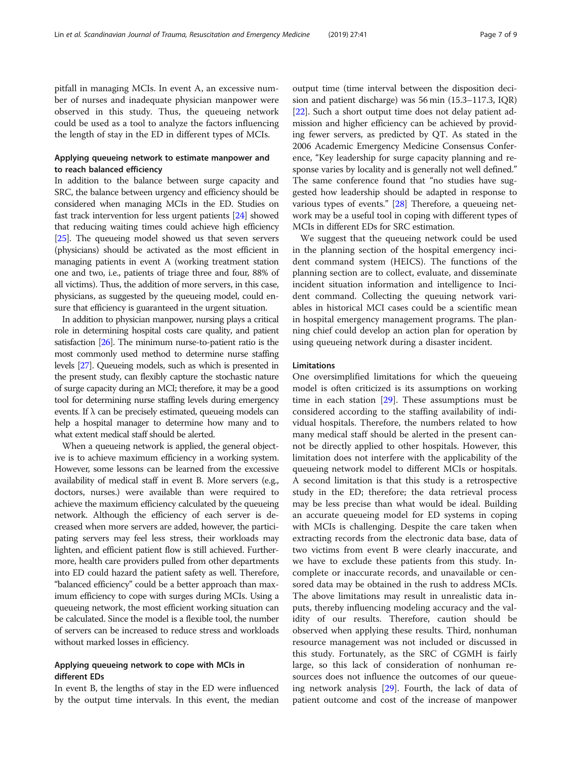pitfall in managing MCIs. In event A, an excessive number of nurses and inadequate physician manpower were observed in this study. Thus, the queueing network could be used as a tool to analyze the factors influencing the length of stay in the ED in different types of MCIs.

### Applying queueing network to estimate manpower and to reach balanced efficiency

In addition to the balance between surge capacity and SRC, the balance between urgency and efficiency should be considered when managing MCIs in the ED. Studies on fast track intervention for less urgent patients [24] showed that reducing waiting times could achieve high efficiency [25]. The queueing model showed us that seven servers (physicians) should be activated as the most efficient in managing patients in event A (working treatment station one and two, i.e., patients of triage three and four, 88% of all victims). Thus, the addition of more servers, in this case, physicians, as suggested by the queueing model, could ensure that efficiency is guaranteed in the urgent situation.

In addition to physician manpower, nursing plays a critical role in determining hospital costs care quality, and patient satisfaction [26]. The minimum nurse-to-patient ratio is the most commonly used method to determine nurse staffing levels [27]. Queueing models, such as which is presented in the present study, can flexibly capture the stochastic nature of surge capacity during an MCI; therefore, it may be a good tool for determining nurse staffing levels during emergency events. If λ can be precisely estimated, queueing models can help a hospital manager to determine how many and to what extent medical staff should be alerted.

When a queueing network is applied, the general objective is to achieve maximum efficiency in a working system. However, some lessons can be learned from the excessive availability of medical staff in event B. More servers (e.g., doctors, nurses.) were available than were required to achieve the maximum efficiency calculated by the queueing network. Although the efficiency of each server is decreased when more servers are added, however, the participating servers may feel less stress, their workloads may lighten, and efficient patient flow is still achieved. Furthermore, health care providers pulled from other departments into ED could hazard the patient safety as well. Therefore, "balanced efficiency" could be a better approach than maximum efficiency to cope with surges during MCIs. Using a queueing network, the most efficient working situation can be calculated. Since the model is a flexible tool, the number of servers can be increased to reduce stress and workloads without marked losses in efficiency.

### Applying queueing network to cope with MCIs in different EDs

In event B, the lengths of stay in the ED were influenced by the output time intervals. In this event, the median output time (time interval between the disposition decision and patient discharge) was 56 min (15.3–117.3, IQR) [22]. Such a short output time does not delay patient admission and higher efficiency can be achieved by providing fewer servers, as predicted by QT. As stated in the 2006 Academic Emergency Medicine Consensus Conference, "Key leadership for surge capacity planning and response varies by locality and is generally not well defined." The same conference found that "no studies have suggested how leadership should be adapted in response to various types of events." [28] Therefore, a queueing network may be a useful tool in coping with different types of MCIs in different EDs for SRC estimation.

We suggest that the queueing network could be used in the planning section of the hospital emergency incident command system (HEICS). The functions of the planning section are to collect, evaluate, and disseminate incident situation information and intelligence to Incident command. Collecting the queuing network variables in historical MCI cases could be a scientific mean in hospital emergency management programs. The planning chief could develop an action plan for operation by using queueing network during a disaster incident.

### Limitations

One oversimplified limitations for which the queueing model is often criticized is its assumptions on working time in each station [29]. These assumptions must be considered according to the staffing availability of individual hospitals. Therefore, the numbers related to how many medical staff should be alerted in the present cannot be directly applied to other hospitals. However, this limitation does not interfere with the applicability of the queueing network model to different MCIs or hospitals. A second limitation is that this study is a retrospective study in the ED; therefore; the data retrieval process may be less precise than what would be ideal. Building an accurate queueing model for ED systems in coping with MCIs is challenging. Despite the care taken when extracting records from the electronic data base, data of two victims from event B were clearly inaccurate, and we have to exclude these patients from this study. Incomplete or inaccurate records, and unavailable or censored data may be obtained in the rush to address MCIs. The above limitations may result in unrealistic data inputs, thereby influencing modeling accuracy and the validity of our results. Therefore, caution should be observed when applying these results. Third, nonhuman resource management was not included or discussed in this study. Fortunately, as the SRC of CGMH is fairly large, so this lack of consideration of nonhuman resources does not influence the outcomes of our queueing network analysis [29]. Fourth, the lack of data of patient outcome and cost of the increase of manpower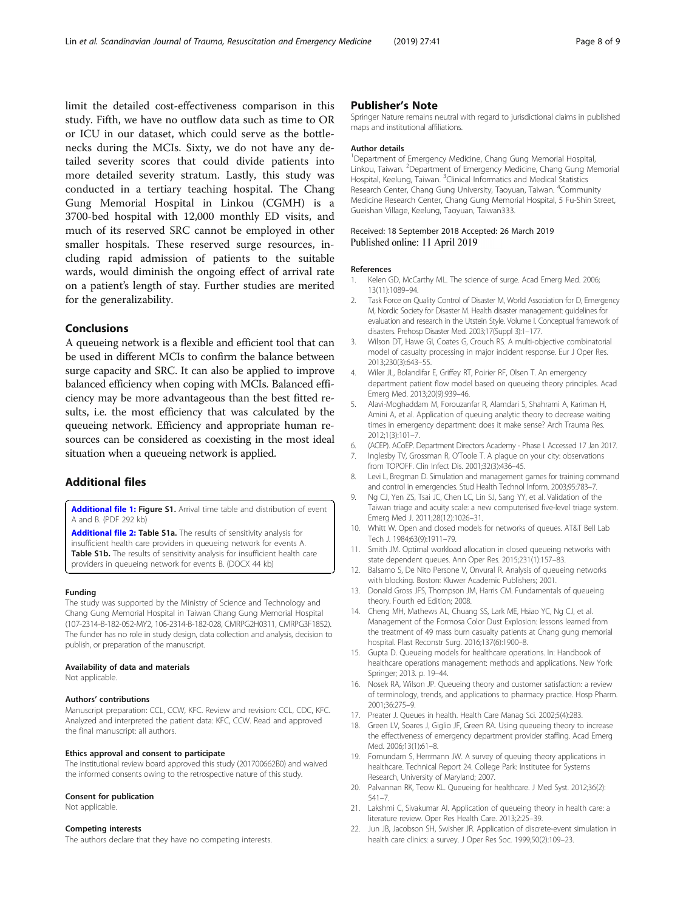limit the detailed cost-effectiveness comparison in this study. Fifth, we have no outflow data such as time to OR or ICU in our dataset, which could serve as the bottlenecks during the MCIs. Sixty, we do not have any detailed severity scores that could divide patients into more detailed severity stratum. Lastly, this study was conducted in a tertiary teaching hospital. The Chang Gung Memorial Hospital in Linkou (CGMH) is a 3700-bed hospital with 12,000 monthly ED visits, and much of its reserved SRC cannot be employed in other smaller hospitals. These reserved surge resources, including rapid admission of patients to the suitable wards, would diminish the ongoing effect of arrival rate on a patient's length of stay. Further studies are merited for the generalizability.

## Conclusions

A queueing network is a flexible and efficient tool that can be used in different MCIs to confirm the balance between surge capacity and SRC. It can also be applied to improve balanced efficiency when coping with MCIs. Balanced efficiency may be more advantageous than the best fitted results, i.e. the most efficiency that was calculated by the queueing network. Efficiency and appropriate human resources can be considered as coexisting in the most ideal situation when a queueing network is applied.

## Additional files

**Additional file 1: Figure S1.** Arrival time table and distribution of event A and B. (PDF 292 kb)

**Additional file 2: Table S1a.** The results of sensitivity analysis for insufficient health care providers in queueing network for events A. **Table S1b.** The results of sensitivity analysis for insufficient health care providers in queueing network for events B. (DOCX 44 kb)

#### Funding

The study was supported by the Ministry of Science and Technology and Chang Gung Memorial Hospital in Taiwan Chang Gung Memorial Hospital (107-2314-B-182-052-MY2, 106-2314-B-182-028, CMRPG2H0311, CMRPG3F1852). The funder has no role in study design, data collection and analysis, decision to publish, or preparation of the manuscript.

#### Availability of data and materials

Not applicable.

#### Authors' contributions

Manuscript preparation: CCL, CCW, KFC. Review and revision: CCL, CDC, KFC. Analyzed and interpreted the patient data: KFC, CCW. Read and approved the final manuscript: all authors.

#### Ethics approval and consent to participate

The institutional review board approved this study (201700662B0) and waived the informed consents owing to the retrospective nature of this study.

#### Consent for publication

Not applicable.

#### Competing interests

The authors declare that they have no competing interests.

## Publisher's Note

Springer Nature remains neutral with regard to jurisdictional claims in published maps and institutional affiliations.

#### Author details

[1]Department of Emergency Medicine, Chang Gung Memorial Hospital, Linkou, Taiwan. [2]Department of Emergency Medicine, Chang Gung Memorial Hospital, Keelung, Taiwan. [3]Clinical Informatics and Medical Statistics Research Center, Chang Gung University, Taoyuan, Taiwan. [4]Community Medicine Research Center, Chang Gung Memorial Hospital, 5 Fu-Shin Street, Gueishan Village, Keelung, Taoyuan, Taiwan333.

Received: 18 September 2018 Accepted: 26 March 2019
Published online: 11 April 2019

#### References

1. Kelen GD, McCarthy ML. The science of surge. Acad Emerg Med. 2006; 13(11):1089–94.
2. Task Force on Quality Control of Disaster M, World Association for D, Emergency M, Nordic Society for Disaster M. Health disaster management: guidelines for evaluation and research in the Utstein Style. Volume I. Conceptual framework of disasters. Prehosp Disaster Med. 2003;17(Suppl 3):1–177.
3. Wilson DT, Hawe GI, Coates G, Crouch RS. A multi-objective combinatorial model of casualty processing in major incident response. Eur J Oper Res. 2013;230(3):643–55.
4. Wiler JL, Bolandifar E, Griffey RT, Poirier RF, Olsen T. An emergency department patient flow model based on queueing theory principles. Acad Emerg Med. 2013;20(9):939–46.
5. Alavi-Moghaddam M, Forouzanfar R, Alamdari S, Shahrami A, Kariman H, Amini A, et al. Application of queuing analytic theory to decrease waiting times in emergency department: does it make sense? Arch Trauma Res. 2012;1(3):101–7.
6. (ACEP). ACoEP. Department Directors Academy - Phase I. Accessed 17 Jan 2017.
7. Inglesby TV, Grossman R, O'Toole T. A plague on your city: observations from TOPOFF. Clin Infect Dis. 2001;32(3):436–45.
8. Levi L, Bregman D. Simulation and management games for training command and control in emergencies. Stud Health Technol Inform. 2003;95:783–7.
9. Ng CJ, Yen ZS, Tsai JC, Chen LC, Lin SJ, Sang YY, et al. Validation of the Taiwan triage and acuity scale: a new computerised five-level triage system. Emerg Med J. 2011;28(12):1026–31.
10. Whitt W. Open and closed models for networks of queues. AT&T Bell Lab Tech J. 1984;63(9):1911–79.
11. Smith JM. Optimal workload allocation in closed queueing networks with state dependent queues. Ann Oper Res. 2015;231(1):157–83.
12. Balsamo S, De Nito Persone V, Onvural R. Analysis of queueing networks with blocking. Boston: Kluwer Academic Publishers; 2001.
13. Donald Gross JFS, Thompson JM, Harris CM. Fundamentals of queueing theory. Fourth ed Edition; 2008.
14. Cheng MH, Mathews AL, Chuang SS, Lark ME, Hsiao YC, Ng CJ, et al. Management of the Formosa Color Dust Explosion: lessons learned from the treatment of 49 mass burn casualty patients at Chang gung memorial hospital. Plast Reconstr Surg. 2016;137(6):1900–8.
15. Gupta D. Queueing models for healthcare operations. In: Handbook of healthcare operations management: methods and applications. New York: Springer; 2013. p. 19–44.
16. Nosek RA, Wilson JP. Queueing theory and customer satisfaction: a review of terminology, trends, and applications to pharmacy practice. Hosp Pharm. 2001;36:275–9.
17. Preater J. Queues in health. Health Care Manag Sci. 2002;5(4):283.
18. Green LV, Soares J, Giglio JF, Green RA. Using queueing theory to increase the effectiveness of emergency department provider staffing. Acad Emerg Med. 2006;13(1):61–8.
19. Fomundam S, Herrmann JW. A survey of queuing theory applications in healthcare. Technical Report 24. College Park: Institutee for Systems Research, University of Maryland; 2007.
20. Palvannan RK, Teow KL. Queueing for healthcare. J Med Syst. 2012;36(2): 541–7.
21. Lakshmi C, Sivakumar AI. Application of queueing theory in health care: a literature review. Oper Res Health Care. 2013;2:25–39.
22. Jun JB, Jacobson SH, Swisher JR. Application of discrete-event simulation in health care clinics: a survey. J Oper Res Soc. 1999;50(2):109–23.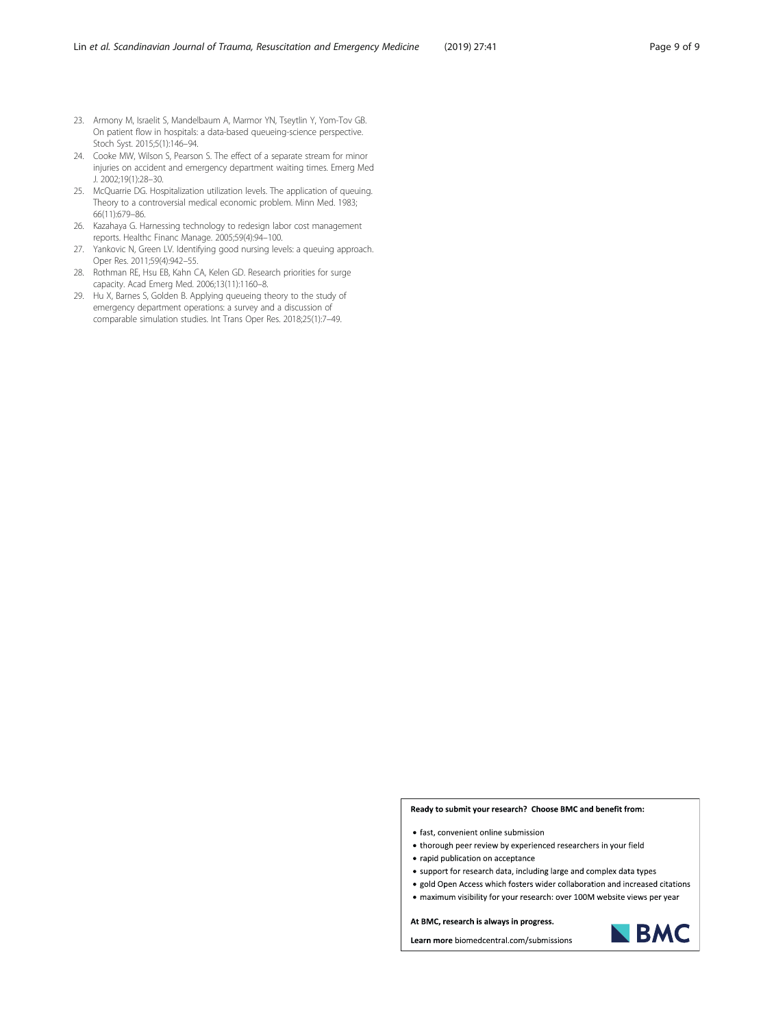23. Armony M, Israelit S, Mandelbaum A, Marmor YN, Tseytlin Y, Yom-Tov GB. On patient flow in hospitals: a data-based queueing-science perspective. Stoch Syst. 2015;5(1):146–94.
24. Cooke MW, Wilson S, Pearson S. The effect of a separate stream for minor injuries on accident and emergency department waiting times. Emerg Med J. 2002;19(1):28–30.
25. McQuarrie DG. Hospitalization utilization levels. The application of queuing. Theory to a controversial medical economic problem. Minn Med. 1983; 66(11):679–86.
26. Kazahaya G. Harnessing technology to redesign labor cost management reports. Healthc Financ Manage. 2005;59(4):94–100.
27. Yankovic N, Green LV. Identifying good nursing levels: a queuing approach. Oper Res. 2011;59(4):942–55.
28. Rothman RE, Hsu EB, Kahn CA, Kelen GD. Research priorities for surge capacity. Acad Emerg Med. 2006;13(11):1160–8.
29. Hu X, Barnes S, Golden B. Applying queueing theory to the study of emergency department operations: a survey and a discussion of comparable simulation studies. Int Trans Oper Res. 2018;25(1):7–49.

**Ready to submit your research? Choose BMC and benefit from:**

- fast, convenient online submission
- thorough peer review by experienced researchers in your field
- rapid publication on acceptance
- support for research data, including large and complex data types
- gold Open Access which fosters wider collaboration and increased citations
- maximum visibility for your research: over 100M website views per year

**At BMC, research is always in progress.**

**Learn more** biomedcentral.com/submissions

BMC